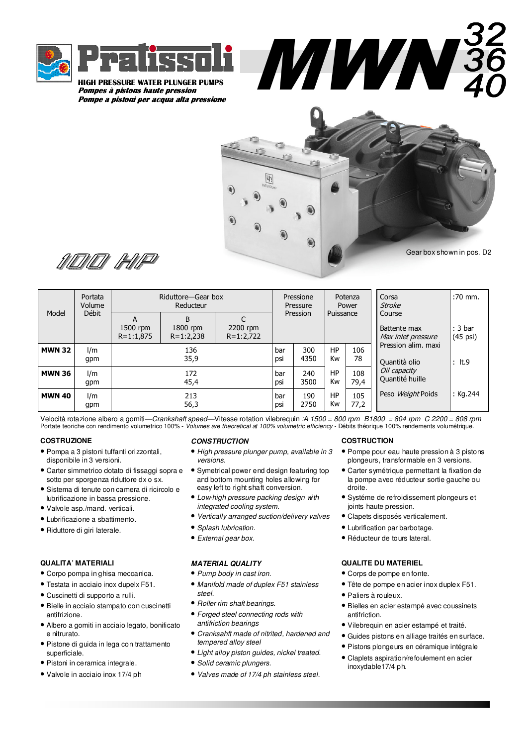# Pratissoli

**HIGH PRESSURE WATER PLUNGER PUMPS**
***Pompes à pistons haute pression***
***Pompe a pistoni per acqua alta pressione***

# MWN 32 36 40

**100 HP**

Gear box shown in pos. D2

| Model | Portata Volume Débit | Riduttore—Gear box Reducteur | | | Pressione Pressure Pression | | Potenza Power Puissance | |
|---|---|---|---|---|---|---|---|---|
| | | A 1500 rpm R=1:1,875 | B 1800 rpm R=1:2,238 | C 2200 rpm R=1:2,722 | | | | |
| **MWN 32** | l/m gpm | 136 35,9 | | | bar psi | 300 4350 | HP Kw | 106 78 |
| **MWN 36** | l/m gpm | 172 45,4 | | | bar psi | 240 3500 | HP Kw | 108 79,4 |
| **MWN 40** | l/m gpm | 213 56,3 | | | bar psi | 190 2750 | HP Kw | 105 77,2 |

| | |
|---|---|
| Corsa *Stroke* Course | :70 mm. |
| Battente max *Max inlet pressure* Pression alim. maxi | : 3 bar (45 psi) |
| Quantità olio *Oil capacity* Quantité huille | : lt.9 |
| Peso *Weight* Poids | : Kg.244 |

Velocità rotazione albero a gomiti—*Crankshaft speed*—Vitesse rotation vilebrequin :*A 1500 = 800 rpm B1800 = 804 rpm C 2200 = 808 rpm*
Portate teoriche con rendimento volumetrico 100% - *Volumes are theoretical at 100% volumetric efficiency* - Débits théorique 100% rendements volumétrique.

**COSTRUZIONE**

- Pompa a 3 pistoni tuffanti orizzontali, disponibile in 3 versioni.
- Carter simmetrico dotato di fissaggi sopra e sotto per sporgenza riduttore dx o sx.
- Sistema di tenute con camera di ricircolo e lubrificazione in bassa pressione.
- Valvole asp./mand. verticali.
- Lubrificazione a sbattimento.
- Riduttore di giri laterale.

***CONSTRUCTION***

- *High pressure plunger pump, available in 3 versions.*
- Symetrical power end design featuring top and bottom mounting holes allowing for easy left to right shaft conversion.
- *Low-high pressure packing design with integrated cooling system.*
- *Vertically arranged suction/delivery valves*
- *Splash lubrication.*
- *External gear box.*

**COSTRUCTION**

- Pompe pour eau haute pression à 3 pistons plongeurs, transformable en 3 versions.
- Carter symétrique permettant la fixation de la pompe avec réducteur sortie gauche ou droite.
- Systéme de refroidissement plongeurs et joints haute pression.
- Clapets disposés verticalement.
- Lubrification par barbotage.
- Réducteur de tours lateral.

**QUALITA' MATERIALI**

- Corpo pompa in ghisa meccanica.
- Testata in acciaio inox dupelx F51.
- Cuscinetti di supporto a rulli.
- Bielle in acciaio stampato con cuscinetti antifrizione.
- Albero a gomiti in acciaio legato, bonificato e nitrurato.
- Pistone di guida in lega con trattamento superficiale.
- Pistoni in ceramica integrale.
- Valvole in acciaio inox 17/4 ph

***MATERIAL QUALITY***

- *Pump body in cast iron.*
- *Manifold made of duplex F51 stainless steel.*
- *Roller rim shaft bearings.*
- *Forged steel connecting rods with antifriction bearings*
- *Cranksahft made of nitrited, hardened and tempered alloy steel*
- *Light alloy piston guides, nickel treated.*
- *Solid ceramic plungers.*
- *Valves made of 17/4 ph stainless steel.*

**QUALITE DU MATERIEL**

- Corps de pompe en fonte.
- Tête de pompe en acier inox duplex F51.
- Paliers à rouleux.
- Bielles en acier estampé avec coussinets antifriction.
- Vilebrequin en acier estampé et traité.
- Guides pistons en alliage traités en surface.
- Pistons plongeurs en céramique intégrale
- Claplets aspiration/refoulement en acier inoxydable17/4 ph.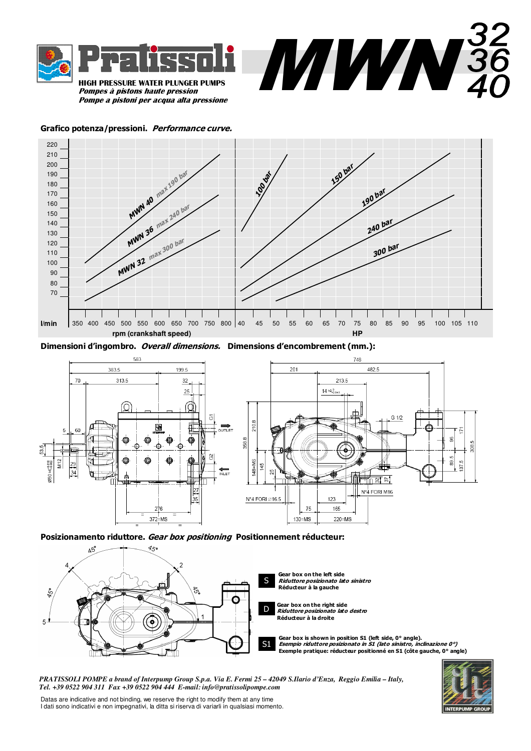# Pratissoli

**HIGH PRESSURE WATER PLUNGER PUMPS**
*Pompes à pistons haute pression*
*Pompe a pistoni per acqua alta pressione*

# MWN 32 36 40

## Grafico potenza/pressioni. *Performance curve.*

l/min
220
210
200
190
180
170
160
150
140
130
120
110
100
90
80
70

MWN 40 max 190 bar
MWN 36 max 240 bar
MWN 32 max 300 bar

100 bar
150 bar
190 bar
240 bar
300 bar

350 400 450 500 550 600 650 700 750 800
rpm (crankshaft speed)

40 45 50 55 60 65 70 75 80 85 90 95 100 105 110
HP

## Dimensioni d'ingombro. *Overall dimensions.* Dimensions d'encombrement (mm.):

583
383.5
199.5
70
313.5
32
25
5
60
53.5
Ø50 h6
M12
29
34
G1
OUTLET
G2
INLET
27
35
276
372=MS

748
201
482.5
213.5
14
G 1/2
210.8
358.8
148=MS
145
25
171
96
308.5
89.5
137.5
32
37
N°4 FORI M16
N°4 FORI Ø16.5
75
123
165
130=MS
220=MS

## Posizionamento riduttore. *Gear box positioning* Positionnement réducteur:

45° 45° 45° 45°
4 2 5 1

**S** — **Gear box on the left side**
***Riduttore posizionato lato sinistro***
**Réducteur à la gauche**

**D** — **Gear box on the right side**
***Riduttore posizionato lato destro***
**Réducteur à la droite**

**S1** — **Gear box is shown in position S1 (left side, 0° angle).**
***Esempio riduttore posizionato in S1 (lato sinistro, inclinazione 0°)***
**Exemple pratique: réducteur positionné en S1 (côte gauche, 0° angle)**

*PRATISSOLI POMPE a brand of Interpump Group S.p.a. Via E. Fermi 25 – 42049 S.Ilario d'Enza, Reggio Emilia – Italy,*
*Tel. +39 0522 904 311 Fax +39 0522 904 444 E-mail: info@pratissolipompe.com*

Datas are indicative and not binding, we reserve the right to modify them at any time
I dati sono indicativi e non impegnativi, la ditta si riserva di variarli in qualsiasi momento.

INTERPUMP GROUP